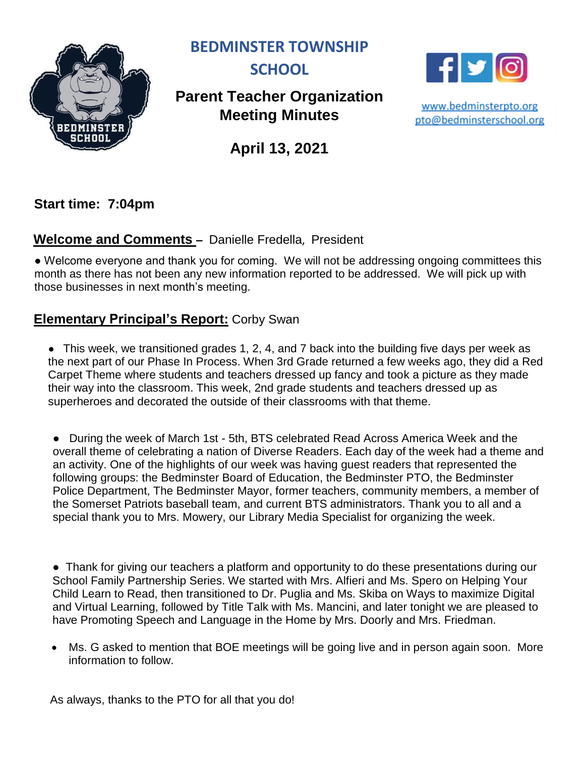# BEDMINSTER TOWNSHIP SCHOOL

## Parent Teacher Organization Meeting Minutes

www.bedminsterpto.org
pto@bedminsterschool.org

**April 13, 2021**

**Start time: 7:04pm**

**Welcome and Comments –** Danielle Fredella, President

- Welcome everyone and thank you for coming. We will not be addressing ongoing committees this month as there has not been any new information reported to be addressed. We will pick up with those businesses in next month's meeting.

**Elementary Principal's Report:** Corby Swan

- This week, we transitioned grades 1, 2, 4, and 7 back into the building five days per week as the next part of our Phase In Process. When 3rd Grade returned a few weeks ago, they did a Red Carpet Theme where students and teachers dressed up fancy and took a picture as they made their way into the classroom. This week, 2nd grade students and teachers dressed up as superheroes and decorated the outside of their classrooms with that theme.

- During the week of March 1st - 5th, BTS celebrated Read Across America Week and the overall theme of celebrating a nation of Diverse Readers. Each day of the week had a theme and an activity. One of the highlights of our week was having guest readers that represented the following groups: the Bedminster Board of Education, the Bedminster PTO, the Bedminster Police Department, The Bedminster Mayor, former teachers, community members, a member of the Somerset Patriots baseball team, and current BTS administrators. Thank you to all and a special thank you to Mrs. Mowery, our Library Media Specialist for organizing the week.

- Thank for giving our teachers a platform and opportunity to do these presentations during our School Family Partnership Series. We started with Mrs. Alfieri and Ms. Spero on Helping Your Child Learn to Read, then transitioned to Dr. Puglia and Ms. Skiba on Ways to maximize Digital and Virtual Learning, followed by Title Talk with Ms. Mancini, and later tonight we are pleased to have Promoting Speech and Language in the Home by Mrs. Doorly and Mrs. Friedman.

- Ms. G asked to mention that BOE meetings will be going live and in person again soon. More information to follow.

As always, thanks to the PTO for all that you do!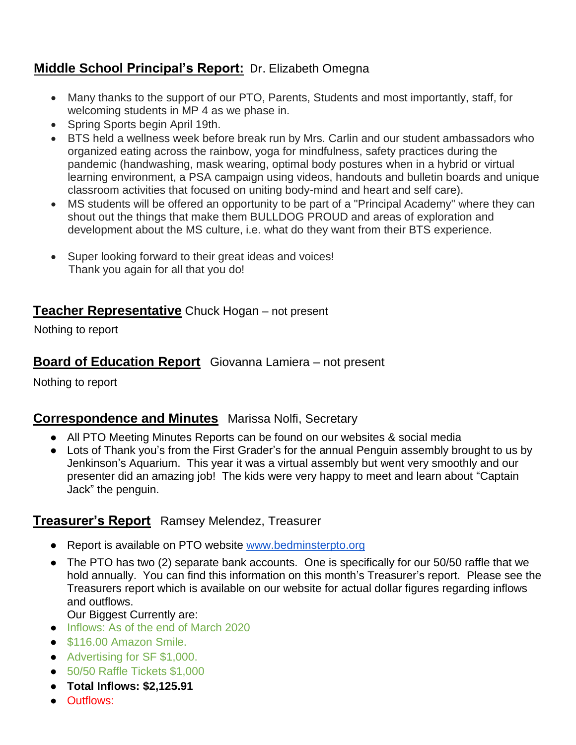**Middle School Principal's Report:** Dr. Elizabeth Omegna

- Many thanks to the support of our PTO, Parents, Students and most importantly, staff, for welcoming students in MP 4 as we phase in.
- Spring Sports begin April 19th.
- BTS held a wellness week before break run by Mrs. Carlin and our student ambassadors who organized eating across the rainbow, yoga for mindfulness, safety practices during the pandemic (handwashing, mask wearing, optimal body postures when in a hybrid or virtual learning environment, a PSA campaign using videos, handouts and bulletin boards and unique classroom activities that focused on uniting body-mind and heart and self care).
- MS students will be offered an opportunity to be part of a "Principal Academy" where they can shout out the things that make them BULLDOG PROUD and areas of exploration and development about the MS culture, i.e. what do they want from their BTS experience.

- Super looking forward to their great ideas and voices!
  Thank you again for all that you do!

**Teacher Representative** Chuck Hogan – not present

Nothing to report

**Board of Education Report** Giovanna Lamiera – not present

Nothing to report

**Correspondence and Minutes** Marissa Nolfi, Secretary

- All PTO Meeting Minutes Reports can be found on our websites & social media
- Lots of Thank you's from the First Grader's for the annual Penguin assembly brought to us by Jenkinson's Aquarium. This year it was a virtual assembly but went very smoothly and our presenter did an amazing job! The kids were very happy to meet and learn about "Captain Jack" the penguin.

**Treasurer's Report** Ramsey Melendez, Treasurer

- Report is available on PTO website [www.bedminsterpto.org](http://www.bedminsterpto.org)
- The PTO has two (2) separate bank accounts. One is specifically for our 50/50 raffle that we hold annually. You can find this information on this month's Treasurer's report. Please see the Treasurers report which is available on our website for actual dollar figures regarding inflows and outflows.
  Our Biggest Currently are:
- Inflows: As of the end of March 2020
- $116.00 Amazon Smile.
- Advertising for SF $1,000.
- 50/50 Raffle Tickets $1,000
- **Total Inflows: $2,125.91**
- Outflows: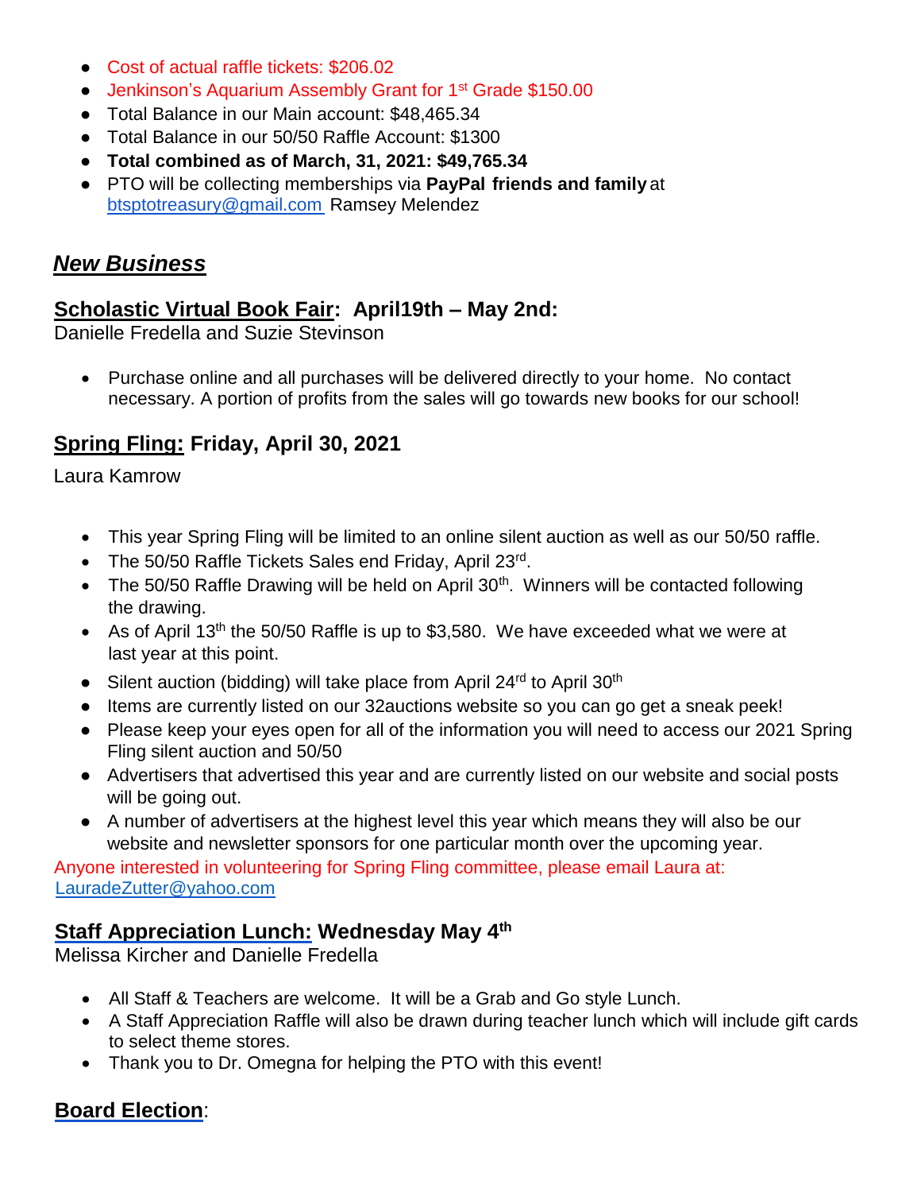- Cost of actual raffle tickets: $206.02
- Jenkinson's Aquarium Assembly Grant for 1st Grade $150.00
- Total Balance in our Main account: $48,465.34
- Total Balance in our 50/50 Raffle Account: $1300
- **Total combined as of March, 31, 2021: $49,765.34**
- PTO will be collecting memberships via **PayPal friends and family** at btsptotreasury@gmail.com Ramsey Melendez

## ***New Business***

### Scholastic Virtual Book Fair: April19th – May 2nd:

Danielle Fredella and Suzie Stevinson

- Purchase online and all purchases will be delivered directly to your home. No contact necessary. A portion of profits from the sales will go towards new books for our school!

### Spring Fling: Friday, April 30, 2021

Laura Kamrow

- This year Spring Fling will be limited to an online silent auction as well as our 50/50 raffle.
- The 50/50 Raffle Tickets Sales end Friday, April 23rd.
- The 50/50 Raffle Drawing will be held on April 30th. Winners will be contacted following the drawing.
- As of April 13th the 50/50 Raffle is up to $3,580. We have exceeded what we were at last year at this point.
- Silent auction (bidding) will take place from April 24rd to April 30th
- Items are currently listed on our 32auctions website so you can go get a sneak peek!
- Please keep your eyes open for all of the information you will need to access our 2021 Spring Fling silent auction and 50/50
- Advertisers that advertised this year and are currently listed on our website and social posts will be going out.
- A number of advertisers at the highest level this year which means they will also be our website and newsletter sponsors for one particular month over the upcoming year.

Anyone interested in volunteering for Spring Fling committee, please email Laura at: LauradeZutter@yahoo.com

### Staff Appreciation Lunch: Wednesday May 4th

Melissa Kircher and Danielle Fredella

- All Staff & Teachers are welcome. It will be a Grab and Go style Lunch.
- A Staff Appreciation Raffle will also be drawn during teacher lunch which will include gift cards to select theme stores.
- Thank you to Dr. Omegna for helping the PTO with this event!

### Board Election: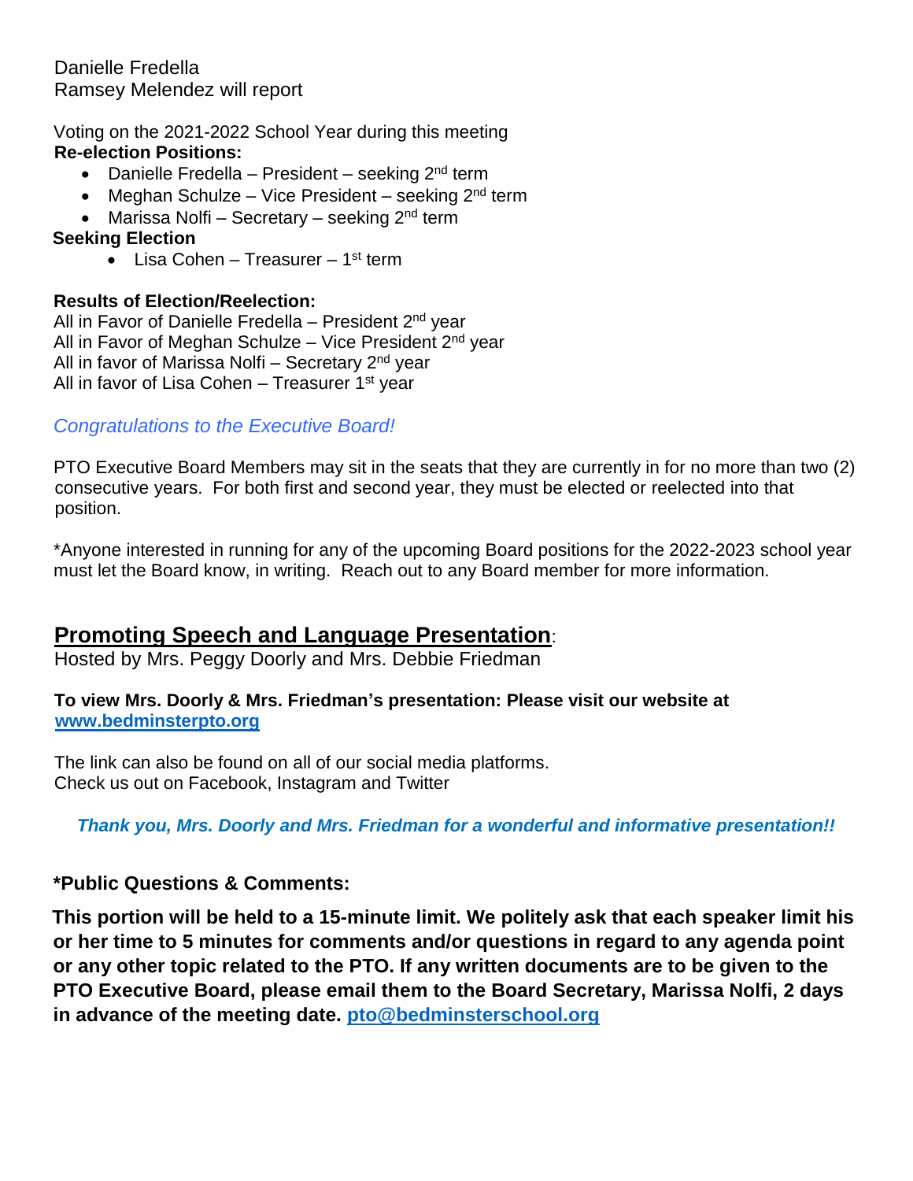Danielle Fredella
Ramsey Melendez will report

Voting on the 2021-2022 School Year during this meeting
**Re-election Positions:**

- Danielle Fredella – President – seeking 2nd term
- Meghan Schulze – Vice President – seeking 2nd term
- Marissa Nolfi – Secretary – seeking 2nd term

**Seeking Election**

- Lisa Cohen – Treasurer – 1st term

**Results of Election/Reelection:**
All in Favor of Danielle Fredella – President 2nd year
All in Favor of Meghan Schulze – Vice President 2nd year
All in favor of Marissa Nolfi – Secretary 2nd year
All in favor of Lisa Cohen – Treasurer 1st year

*Congratulations to the Executive Board!*

PTO Executive Board Members may sit in the seats that they are currently in for no more than two (2) consecutive years. For both first and second year, they must be elected or reelected into that position.

*Anyone interested in running for any of the upcoming Board positions for the 2022-2023 school year must let the Board know, in writing. Reach out to any Board member for more information.

## Promoting Speech and Language Presentation:

Hosted by Mrs. Peggy Doorly and Mrs. Debbie Friedman

**To view Mrs. Doorly & Mrs. Friedman's presentation: Please visit our website at [www.bedminsterpto.org](http://www.bedminsterpto.org)**

The link can also be found on all of our social media platforms.
Check us out on Facebook, Instagram and Twitter

***Thank you, Mrs. Doorly and Mrs. Friedman for a wonderful and informative presentation!!***

**\*Public Questions & Comments:**

**This portion will be held to a 15-minute limit. We politely ask that each speaker limit his or her time to 5 minutes for comments and/or questions in regard to any agenda point or any other topic related to the PTO. If any written documents are to be given to the PTO Executive Board, please email them to the Board Secretary, Marissa Nolfi, 2 days in advance of the meeting date. [pto@bedminsterschool.org](mailto:pto@bedminsterschool.org)**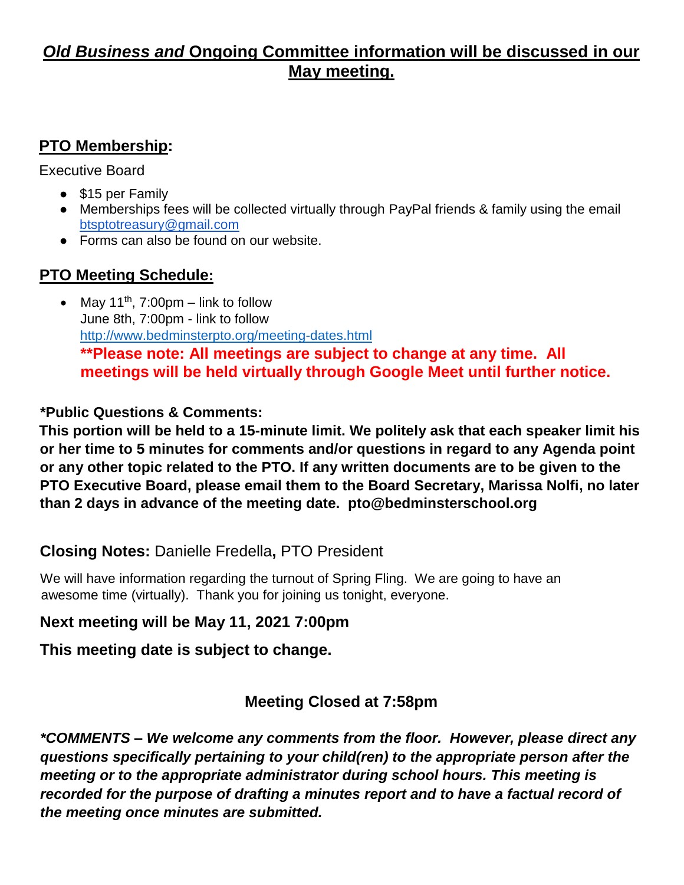## *Old Business and* Ongoing Committee information will be discussed in our May meeting.

### PTO Membership:

Executive Board

- $15 per Family
- Memberships fees will be collected virtually through PayPal friends & family using the email btsptotreasury@gmail.com
- Forms can also be found on our website.

### PTO Meeting Schedule:

- May 11th, 7:00pm – link to follow
  June 8th, 7:00pm - link to follow
  http://www.bedminsterpto.org/meeting-dates.html
  **\*\*Please note: All meetings are subject to change at any time. All meetings will be held virtually through Google Meet until further notice.**

**\*Public Questions & Comments:**
**This portion will be held to a 15-minute limit. We politely ask that each speaker limit his or her time to 5 minutes for comments and/or questions in regard to any Agenda point or any other topic related to the PTO. If any written documents are to be given to the PTO Executive Board, please email them to the Board Secretary, Marissa Nolfi, no later than 2 days in advance of the meeting date. pto@bedminsterschool.org**

**Closing Notes:** Danielle Fredella**,** PTO President

We will have information regarding the turnout of Spring Fling. We are going to have an awesome time (virtually). Thank you for joining us tonight, everyone.

**Next meeting will be May 11, 2021 7:00pm**

**This meeting date is subject to change.**

**Meeting Closed at 7:58pm**

***\*COMMENTS – We welcome any comments from the floor. However, please direct any questions specifically pertaining to your child(ren) to the appropriate person after the meeting or to the appropriate administrator during school hours. This meeting is recorded for the purpose of drafting a minutes report and to have a factual record of the meeting once minutes are submitted.***